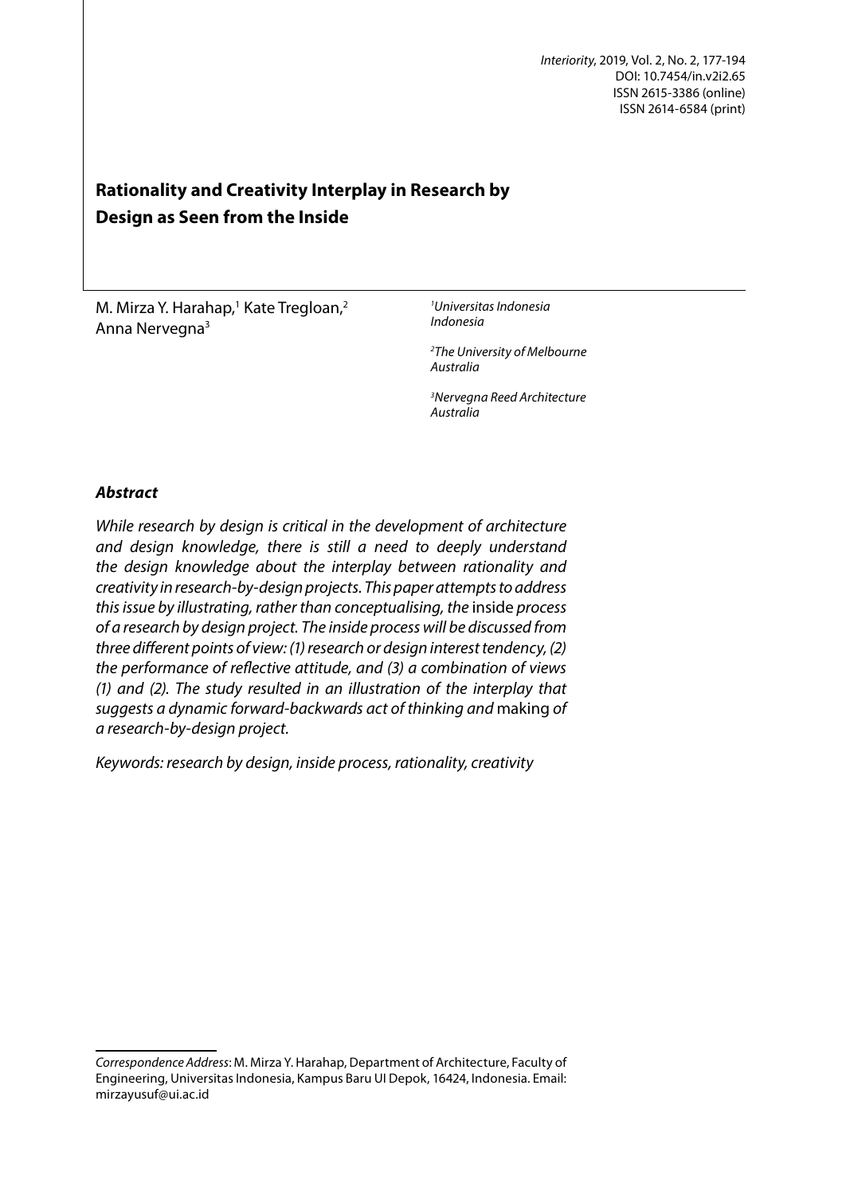# Rationality and Creativity Interplay in Research by Design as Seen from the Inside

M. Mirza Y. Harahap,[1] Kate Tregloan,[2] Anna Nervegna[3]

[1]*Universitas Indonesia*
*Indonesia*

[2]*The University of Melbourne*
*Australia*

[3]*Nervegna Reed Architecture*
*Australia*

### *Abstract*

*While research by design is critical in the development of architecture and design knowledge, there is still a need to deeply understand the design knowledge about the interplay between rationality and creativity in research-by-design projects. This paper attempts to address this issue by illustrating, rather than conceptualising, the* inside *process of a research by design project. The inside process will be discussed from three different points of view: (1) research or design interest tendency, (2) the performance of reflective attitude, and (3) a combination of views (1) and (2). The study resulted in an illustration of the interplay that suggests a dynamic forward-backwards act of thinking and* making *of a research-by-design project.*

*Keywords: research by design, inside process, rationality, creativity*

*Correspondence Address*: M. Mirza Y. Harahap, Department of Architecture, Faculty of Engineering, Universitas Indonesia, Kampus Baru UI Depok, 16424, Indonesia. Email: mirzayusuf@ui.ac.id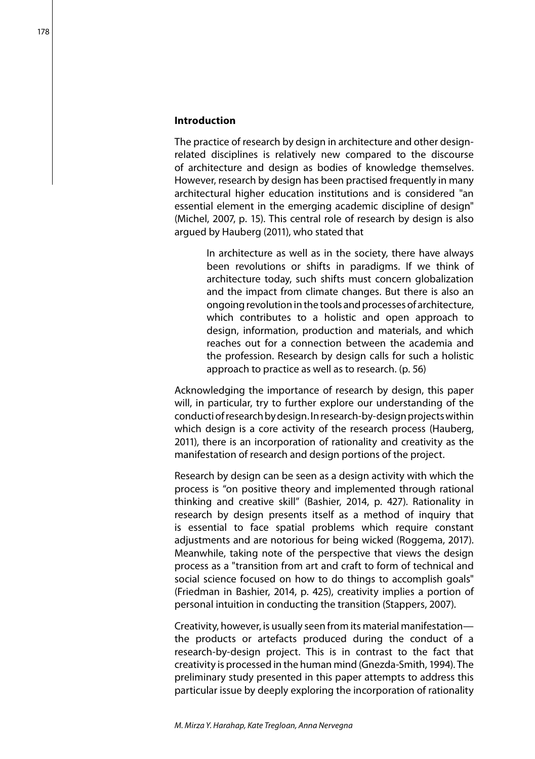## Introduction

The practice of research by design in architecture and other design-related disciplines is relatively new compared to the discourse of architecture and design as bodies of knowledge themselves. However, research by design has been practised frequently in many architectural higher education institutions and is considered "an essential element in the emerging academic discipline of design" (Michel, 2007, p. 15). This central role of research by design is also argued by Hauberg (2011), who stated that

> In architecture as well as in the society, there have always been revolutions or shifts in paradigms. If we think of architecture today, such shifts must concern globalization and the impact from climate changes. But there is also an ongoing revolution in the tools and processes of architecture, which contributes to a holistic and open approach to design, information, production and materials, and which reaches out for a connection between the academia and the profession. Research by design calls for such a holistic approach to practice as well as to research. (p. 56)

Acknowledging the importance of research by design, this paper will, in particular, try to further explore our understanding of the conducti of research by design. In research-by-design projects within which design is a core activity of the research process (Hauberg, 2011), there is an incorporation of rationality and creativity as the manifestation of research and design portions of the project.

Research by design can be seen as a design activity with which the process is "on positive theory and implemented through rational thinking and creative skill" (Bashier, 2014, p. 427). Rationality in research by design presents itself as a method of inquiry that is essential to face spatial problems which require constant adjustments and are notorious for being wicked (Roggema, 2017). Meanwhile, taking note of the perspective that views the design process as a "transition from art and craft to form of technical and social science focused on how to do things to accomplish goals" (Friedman in Bashier, 2014, p. 425), creativity implies a portion of personal intuition in conducting the transition (Stappers, 2007).

Creativity, however, is usually seen from its material manifestation—the products or artefacts produced during the conduct of a research-by-design project. This is in contrast to the fact that creativity is processed in the human mind (Gnezda-Smith, 1994). The preliminary study presented in this paper attempts to address this particular issue by deeply exploring the incorporation of rationality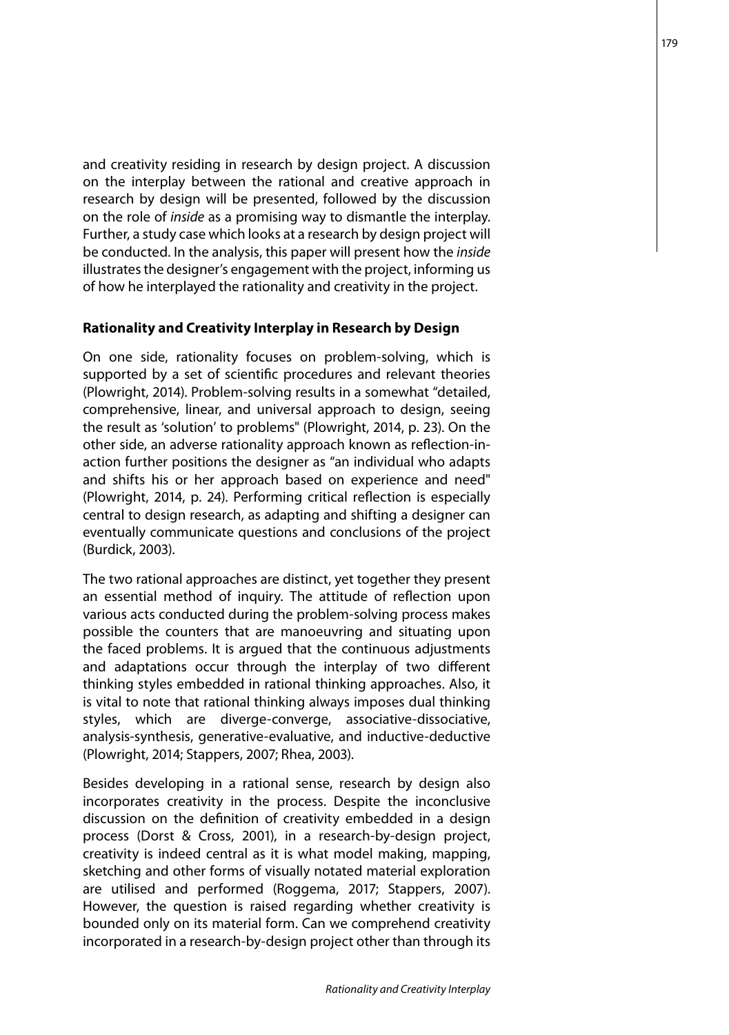and creativity residing in research by design project. A discussion on the interplay between the rational and creative approach in research by design will be presented, followed by the discussion on the role of *inside* as a promising way to dismantle the interplay. Further, a study case which looks at a research by design project will be conducted. In the analysis, this paper will present how the *inside* illustrates the designer's engagement with the project, informing us of how he interplayed the rationality and creativity in the project.

## Rationality and Creativity Interplay in Research by Design

On one side, rationality focuses on problem-solving, which is supported by a set of scientific procedures and relevant theories (Plowright, 2014). Problem-solving results in a somewhat "detailed, comprehensive, linear, and universal approach to design, seeing the result as 'solution' to problems" (Plowright, 2014, p. 23). On the other side, an adverse rationality approach known as reflection-in-action further positions the designer as "an individual who adapts and shifts his or her approach based on experience and need" (Plowright, 2014, p. 24). Performing critical reflection is especially central to design research, as adapting and shifting a designer can eventually communicate questions and conclusions of the project (Burdick, 2003).

The two rational approaches are distinct, yet together they present an essential method of inquiry. The attitude of reflection upon various acts conducted during the problem-solving process makes possible the counters that are manoeuvring and situating upon the faced problems. It is argued that the continuous adjustments and adaptations occur through the interplay of two different thinking styles embedded in rational thinking approaches. Also, it is vital to note that rational thinking always imposes dual thinking styles, which are diverge-converge, associative-dissociative, analysis-synthesis, generative-evaluative, and inductive-deductive (Plowright, 2014; Stappers, 2007; Rhea, 2003).

Besides developing in a rational sense, research by design also incorporates creativity in the process. Despite the inconclusive discussion on the definition of creativity embedded in a design process (Dorst & Cross, 2001), in a research-by-design project, creativity is indeed central as it is what model making, mapping, sketching and other forms of visually notated material exploration are utilised and performed (Roggema, 2017; Stappers, 2007). However, the question is raised regarding whether creativity is bounded only on its material form. Can we comprehend creativity incorporated in a research-by-design project other than through its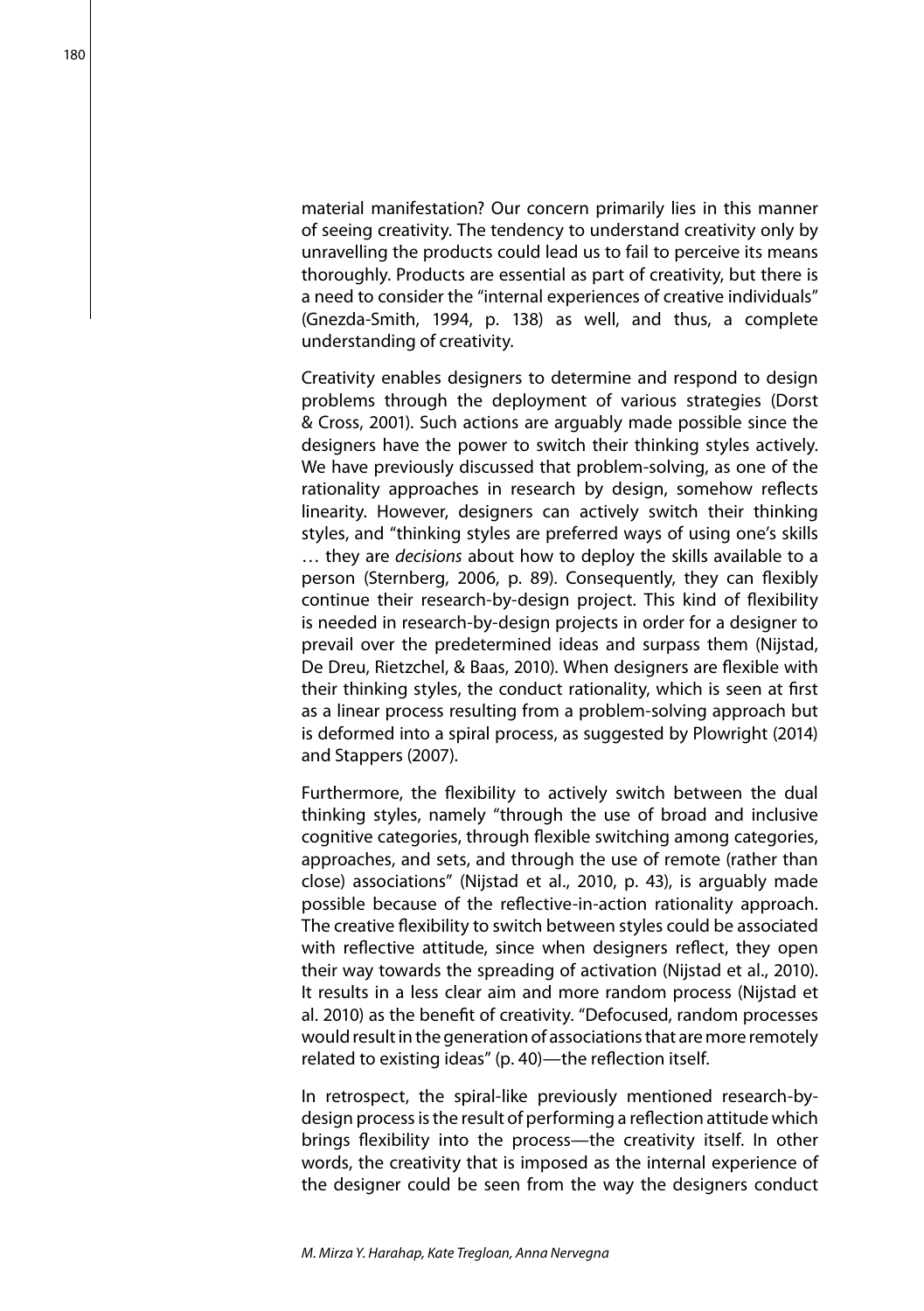material manifestation? Our concern primarily lies in this manner of seeing creativity. The tendency to understand creativity only by unravelling the products could lead us to fail to perceive its means thoroughly. Products are essential as part of creativity, but there is a need to consider the "internal experiences of creative individuals" (Gnezda-Smith, 1994, p. 138) as well, and thus, a complete understanding of creativity.

Creativity enables designers to determine and respond to design problems through the deployment of various strategies (Dorst & Cross, 2001). Such actions are arguably made possible since the designers have the power to switch their thinking styles actively. We have previously discussed that problem-solving, as one of the rationality approaches in research by design, somehow reflects linearity. However, designers can actively switch their thinking styles, and "thinking styles are preferred ways of using one's skills … they are *decisions* about how to deploy the skills available to a person (Sternberg, 2006, p. 89). Consequently, they can flexibly continue their research-by-design project. This kind of flexibility is needed in research-by-design projects in order for a designer to prevail over the predetermined ideas and surpass them (Nijstad, De Dreu, Rietzchel, & Baas, 2010). When designers are flexible with their thinking styles, the conduct rationality, which is seen at first as a linear process resulting from a problem-solving approach but is deformed into a spiral process, as suggested by Plowright (2014) and Stappers (2007).

Furthermore, the flexibility to actively switch between the dual thinking styles, namely "through the use of broad and inclusive cognitive categories, through flexible switching among categories, approaches, and sets, and through the use of remote (rather than close) associations" (Nijstad et al., 2010, p. 43), is arguably made possible because of the reflective-in-action rationality approach. The creative flexibility to switch between styles could be associated with reflective attitude, since when designers reflect, they open their way towards the spreading of activation (Nijstad et al., 2010). It results in a less clear aim and more random process (Nijstad et al. 2010) as the benefit of creativity. "Defocused, random processes would result in the generation of associations that are more remotely related to existing ideas" (p. 40)—the reflection itself.

In retrospect, the spiral-like previously mentioned research-by-design process is the result of performing a reflection attitude which brings flexibility into the process—the creativity itself. In other words, the creativity that is imposed as the internal experience of the designer could be seen from the way the designers conduct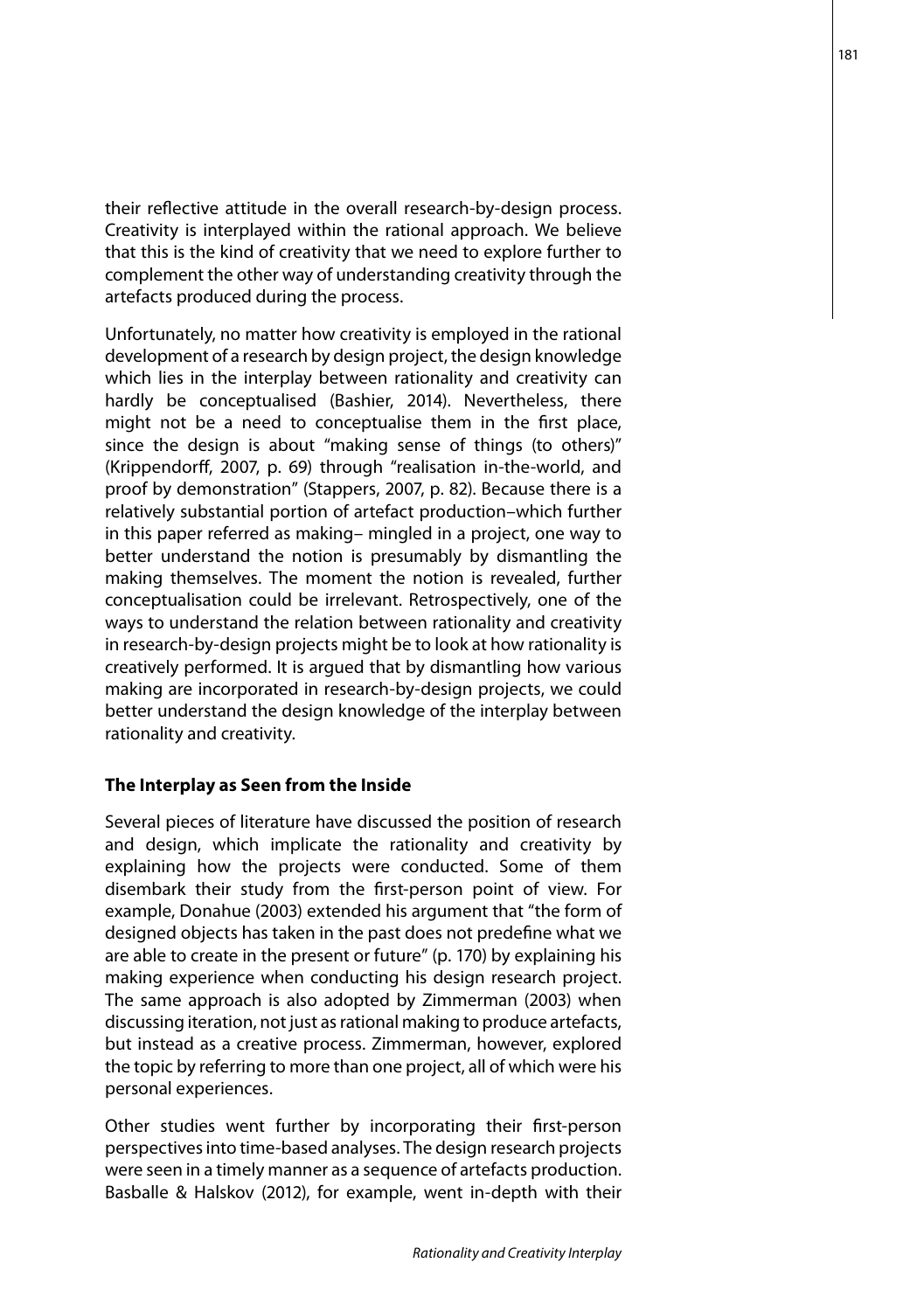their reflective attitude in the overall research-by-design process. Creativity is interplayed within the rational approach. We believe that this is the kind of creativity that we need to explore further to complement the other way of understanding creativity through the artefacts produced during the process.

Unfortunately, no matter how creativity is employed in the rational development of a research by design project, the design knowledge which lies in the interplay between rationality and creativity can hardly be conceptualised (Bashier, 2014). Nevertheless, there might not be a need to conceptualise them in the first place, since the design is about "making sense of things (to others)" (Krippendorff, 2007, p. 69) through "realisation in-the-world, and proof by demonstration" (Stappers, 2007, p. 82). Because there is a relatively substantial portion of artefact production–which further in this paper referred as making– mingled in a project, one way to better understand the notion is presumably by dismantling the making themselves. The moment the notion is revealed, further conceptualisation could be irrelevant. Retrospectively, one of the ways to understand the relation between rationality and creativity in research-by-design projects might be to look at how rationality is creatively performed. It is argued that by dismantling how various making are incorporated in research-by-design projects, we could better understand the design knowledge of the interplay between rationality and creativity.

**The Interplay as Seen from the Inside**

Several pieces of literature have discussed the position of research and design, which implicate the rationality and creativity by explaining how the projects were conducted. Some of them disembark their study from the first-person point of view. For example, Donahue (2003) extended his argument that "the form of designed objects has taken in the past does not predefine what we are able to create in the present or future" (p. 170) by explaining his making experience when conducting his design research project. The same approach is also adopted by Zimmerman (2003) when discussing iteration, not just as rational making to produce artefacts, but instead as a creative process. Zimmerman, however, explored the topic by referring to more than one project, all of which were his personal experiences.

Other studies went further by incorporating their first-person perspectives into time-based analyses. The design research projects were seen in a timely manner as a sequence of artefacts production. Basballe & Halskov (2012), for example, went in-depth with their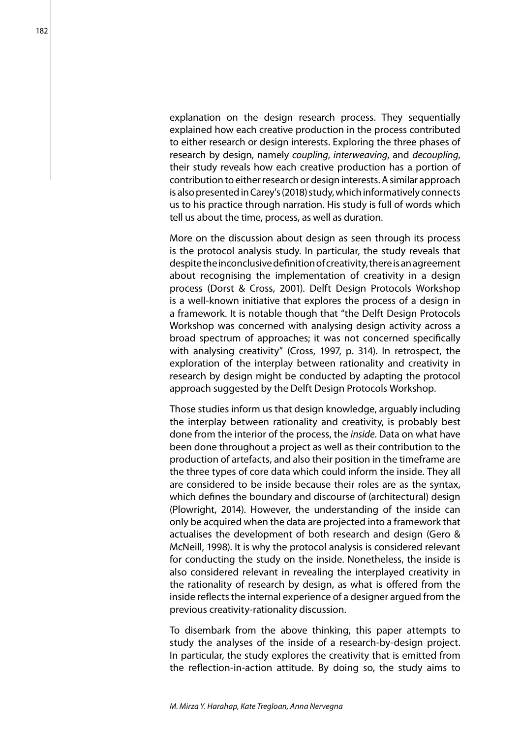explanation on the design research process. They sequentially explained how each creative production in the process contributed to either research or design interests. Exploring the three phases of research by design, namely *coupling*, *interweaving*, and *decoupling*, their study reveals how each creative production has a portion of contribution to either research or design interests. A similar approach is also presented in Carey's (2018) study, which informatively connects us to his practice through narration. His study is full of words which tell us about the time, process, as well as duration.

More on the discussion about design as seen through its process is the protocol analysis study. In particular, the study reveals that despite the inconclusive definition of creativity, there is an agreement about recognising the implementation of creativity in a design process (Dorst & Cross, 2001). Delft Design Protocols Workshop is a well-known initiative that explores the process of a design in a framework. It is notable though that "the Delft Design Protocols Workshop was concerned with analysing design activity across a broad spectrum of approaches; it was not concerned specifically with analysing creativity" (Cross, 1997, p. 314). In retrospect, the exploration of the interplay between rationality and creativity in research by design might be conducted by adapting the protocol approach suggested by the Delft Design Protocols Workshop.

Those studies inform us that design knowledge, arguably including the interplay between rationality and creativity, is probably best done from the interior of the process, the *inside*. Data on what have been done throughout a project as well as their contribution to the production of artefacts, and also their position in the timeframe are the three types of core data which could inform the inside. They all are considered to be inside because their roles are as the syntax, which defines the boundary and discourse of (architectural) design (Plowright, 2014). However, the understanding of the inside can only be acquired when the data are projected into a framework that actualises the development of both research and design (Gero & McNeill, 1998). It is why the protocol analysis is considered relevant for conducting the study on the inside. Nonetheless, the inside is also considered relevant in revealing the interplayed creativity in the rationality of research by design, as what is offered from the inside reflects the internal experience of a designer argued from the previous creativity-rationality discussion.

To disembark from the above thinking, this paper attempts to study the analyses of the inside of a research-by-design project. In particular, the study explores the creativity that is emitted from the reflection-in-action attitude. By doing so, the study aims to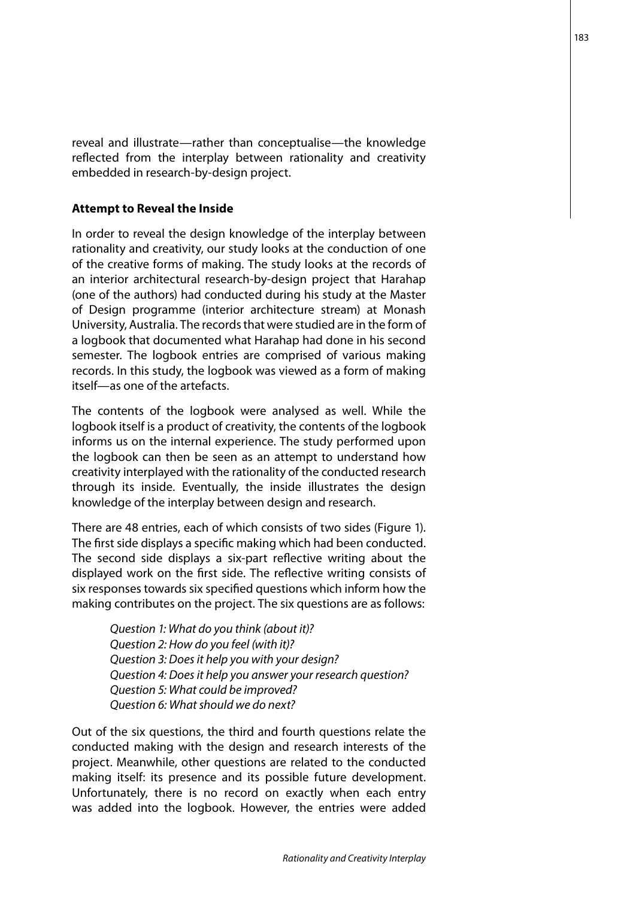reveal and illustrate—rather than conceptualise—the knowledge reflected from the interplay between rationality and creativity embedded in research-by-design project.

## Attempt to Reveal the Inside

In order to reveal the design knowledge of the interplay between rationality and creativity, our study looks at the conduction of one of the creative forms of making. The study looks at the records of an interior architectural research-by-design project that Harahap (one of the authors) had conducted during his study at the Master of Design programme (interior architecture stream) at Monash University, Australia. The records that were studied are in the form of a logbook that documented what Harahap had done in his second semester. The logbook entries are comprised of various making records. In this study, the logbook was viewed as a form of making itself—as one of the artefacts.

The contents of the logbook were analysed as well. While the logbook itself is a product of creativity, the contents of the logbook informs us on the internal experience. The study performed upon the logbook can then be seen as an attempt to understand how creativity interplayed with the rationality of the conducted research through its inside. Eventually, the inside illustrates the design knowledge of the interplay between design and research.

There are 48 entries, each of which consists of two sides (Figure 1). The first side displays a specific making which had been conducted. The second side displays a six-part reflective writing about the displayed work on the first side. The reflective writing consists of six responses towards six specified questions which inform how the making contributes on the project. The six questions are as follows:

> *Question 1: What do you think (about it)?*
> *Question 2: How do you feel (with it)?*
> *Question 3: Does it help you with your design?*
> *Question 4: Does it help you answer your research question?*
> *Question 5: What could be improved?*
> *Question 6: What should we do next?*

Out of the six questions, the third and fourth questions relate the conducted making with the design and research interests of the project. Meanwhile, other questions are related to the conducted making itself: its presence and its possible future development. Unfortunately, there is no record on exactly when each entry was added into the logbook. However, the entries were added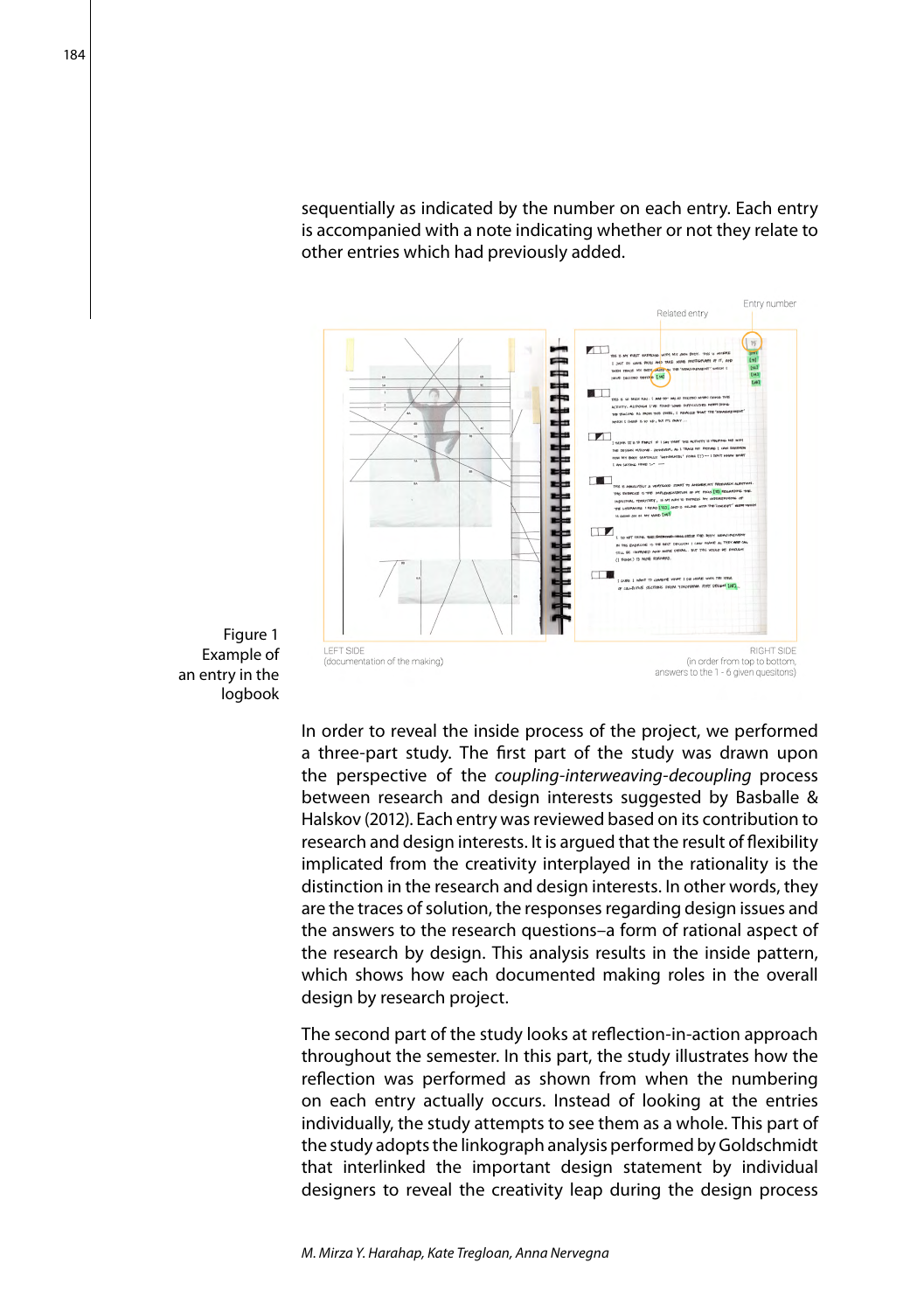sequentially as indicated by the number on each entry. Each entry is accompanied with a note indicating whether or not they relate to other entries which had previously added.

Related entry

Entry number

LEFT SIDE
(documentation of the making)

RIGHT SIDE
(in order from top to bottom, answers to the 1 - 6 given quesitons)

Figure 1
Example of an entry in the logbook

In order to reveal the inside process of the project, we performed a three-part study. The first part of the study was drawn upon the perspective of the *coupling-interweaving-decoupling* process between research and design interests suggested by Basballe & Halskov (2012). Each entry was reviewed based on its contribution to research and design interests. It is argued that the result of flexibility implicated from the creativity interplayed in the rationality is the distinction in the research and design interests. In other words, they are the traces of solution, the responses regarding design issues and the answers to the research questions–a form of rational aspect of the research by design. This analysis results in the inside pattern, which shows how each documented making roles in the overall design by research project.

The second part of the study looks at reflection-in-action approach throughout the semester. In this part, the study illustrates how the reflection was performed as shown from when the numbering on each entry actually occurs. Instead of looking at the entries individually, the study attempts to see them as a whole. This part of the study adopts the linkograph analysis performed by Goldschmidt that interlinked the important design statement by individual designers to reveal the creativity leap during the design process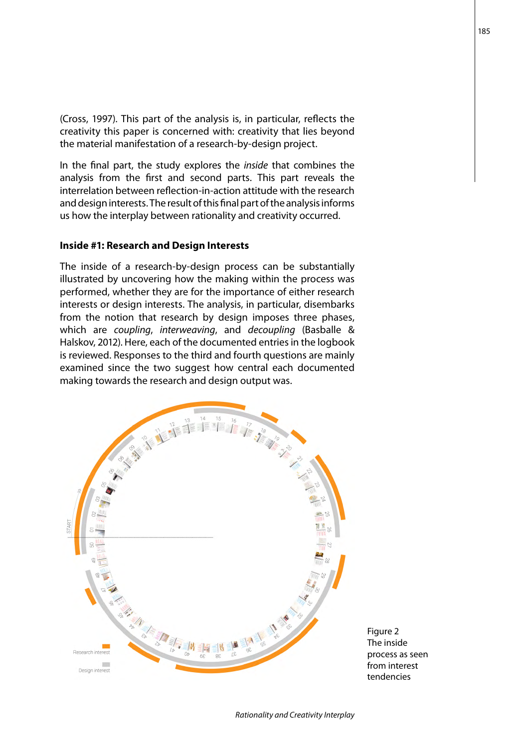(Cross, 1997). This part of the analysis is, in particular, reflects the creativity this paper is concerned with: creativity that lies beyond the material manifestation of a research-by-design project.

In the final part, the study explores the *inside* that combines the analysis from the first and second parts. This part reveals the interrelation between reflection-in-action attitude with the research and design interests. The result of this final part of the analysis informs us how the interplay between rationality and creativity occurred.

### Inside #1: Research and Design Interests

The inside of a research-by-design process can be substantially illustrated by uncovering how the making within the process was performed, whether they are for the importance of either research interests or design interests. The analysis, in particular, disembarks from the notion that research by design imposes three phases, which are *coupling*, *interweaving*, and *decoupling* (Basballe & Halskov, 2012). Here, each of the documented entries in the logbook is reviewed. Responses to the third and fourth questions are mainly examined since the two suggest how central each documented making towards the research and design output was.

Figure 2
The inside process as seen from interest tendencies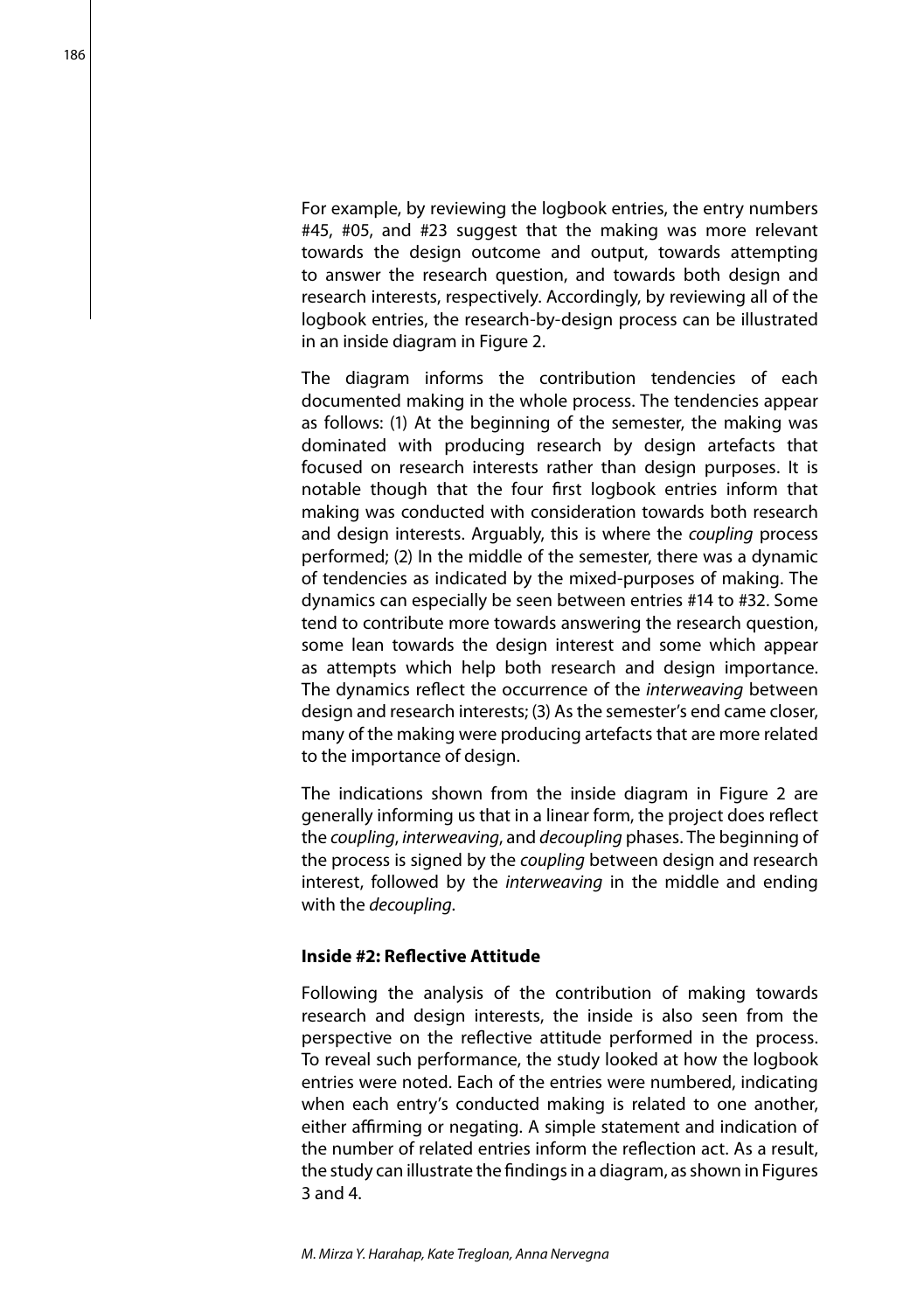For example, by reviewing the logbook entries, the entry numbers #45, #05, and #23 suggest that the making was more relevant towards the design outcome and output, towards attempting to answer the research question, and towards both design and research interests, respectively. Accordingly, by reviewing all of the logbook entries, the research-by-design process can be illustrated in an inside diagram in Figure 2.

The diagram informs the contribution tendencies of each documented making in the whole process. The tendencies appear as follows: (1) At the beginning of the semester, the making was dominated with producing research by design artefacts that focused on research interests rather than design purposes. It is notable though that the four first logbook entries inform that making was conducted with consideration towards both research and design interests. Arguably, this is where the *coupling* process performed; (2) In the middle of the semester, there was a dynamic of tendencies as indicated by the mixed-purposes of making. The dynamics can especially be seen between entries #14 to #32. Some tend to contribute more towards answering the research question, some lean towards the design interest and some which appear as attempts which help both research and design importance. The dynamics reflect the occurrence of the *interweaving* between design and research interests; (3) As the semester's end came closer, many of the making were producing artefacts that are more related to the importance of design.

The indications shown from the inside diagram in Figure 2 are generally informing us that in a linear form, the project does reflect the *coupling*, *interweaving*, and *decoupling* phases. The beginning of the process is signed by the *coupling* between design and research interest, followed by the *interweaving* in the middle and ending with the *decoupling*.

### Inside #2: Reflective Attitude

Following the analysis of the contribution of making towards research and design interests, the inside is also seen from the perspective on the reflective attitude performed in the process. To reveal such performance, the study looked at how the logbook entries were noted. Each of the entries were numbered, indicating when each entry's conducted making is related to one another, either affirming or negating. A simple statement and indication of the number of related entries inform the reflection act. As a result, the study can illustrate the findings in a diagram, as shown in Figures 3 and 4.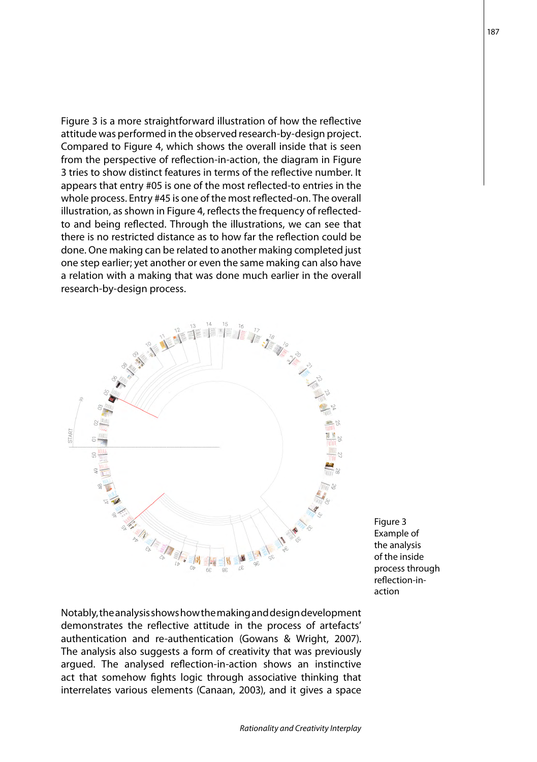Figure 3 is a more straightforward illustration of how the reflective attitude was performed in the observed research-by-design project. Compared to Figure 4, which shows the overall inside that is seen from the perspective of reflection-in-action, the diagram in Figure 3 tries to show distinct features in terms of the reflective number. It appears that entry #05 is one of the most reflected-to entries in the whole process. Entry #45 is one of the most reflected-on. The overall illustration, as shown in Figure 4, reflects the frequency of reflected-to and being reflected. Through the illustrations, we can see that there is no restricted distance as to how far the reflection could be done. One making can be related to another making completed just one step earlier; yet another or even the same making can also have a relation with a making that was done much earlier in the overall research-by-design process.

Figure 3
Example of the analysis of the inside process through reflection-in-action

Notably, the analysis shows how the making and design development demonstrates the reflective attitude in the process of artefacts' authentication and re-authentication (Gowans & Wright, 2007). The analysis also suggests a form of creativity that was previously argued. The analysed reflection-in-action shows an instinctive act that somehow fights logic through associative thinking that interrelates various elements (Canaan, 2003), and it gives a space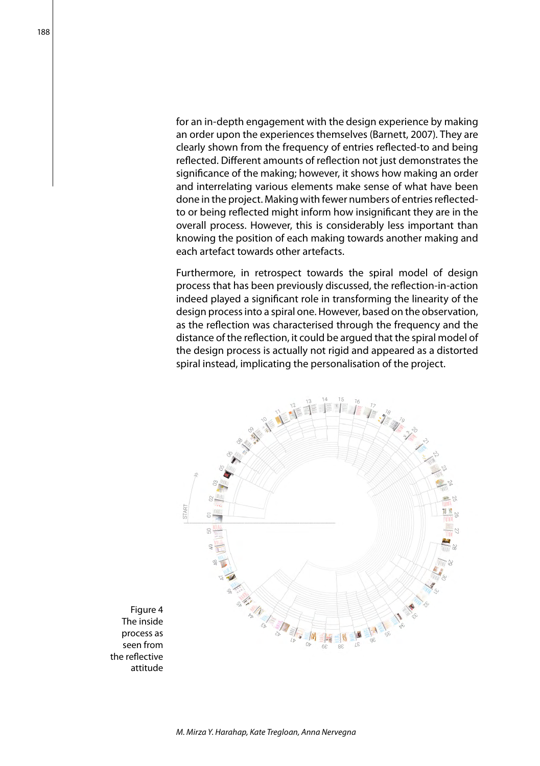for an in-depth engagement with the design experience by making an order upon the experiences themselves (Barnett, 2007). They are clearly shown from the frequency of entries reflected-to and being reflected. Different amounts of reflection not just demonstrates the significance of the making; however, it shows how making an order and interrelating various elements make sense of what have been done in the project. Making with fewer numbers of entries reflected-to or being reflected might inform how insignificant they are in the overall process. However, this is considerably less important than knowing the position of each making towards another making and each artefact towards other artefacts.

Furthermore, in retrospect towards the spiral model of design process that has been previously discussed, the reflection-in-action indeed played a significant role in transforming the linearity of the design process into a spiral one. However, based on the observation, as the reflection was characterised through the frequency and the distance of the reflection, it could be argued that the spiral model of the design process is actually not rigid and appeared as a distorted spiral instead, implicating the personalisation of the project.

Figure 4
The inside process as seen from the reflective attitude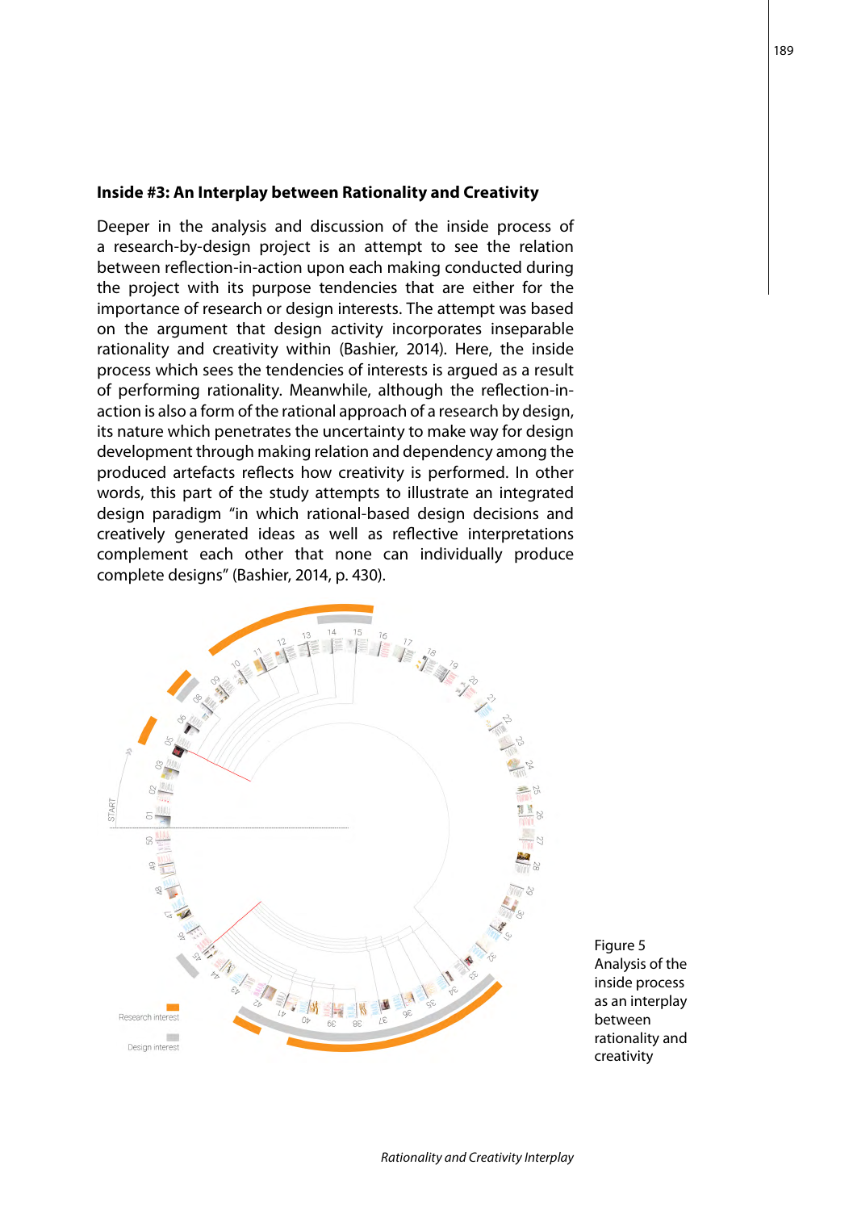### Inside #3: An Interplay between Rationality and Creativity

Deeper in the analysis and discussion of the inside process of a research-by-design project is an attempt to see the relation between reflection-in-action upon each making conducted during the project with its purpose tendencies that are either for the importance of research or design interests. The attempt was based on the argument that design activity incorporates inseparable rationality and creativity within (Bashier, 2014). Here, the inside process which sees the tendencies of interests is argued as a result of performing rationality. Meanwhile, although the reflection-in-action is also a form of the rational approach of a research by design, its nature which penetrates the uncertainty to make way for design development through making relation and dependency among the produced artefacts reflects how creativity is performed. In other words, this part of the study attempts to illustrate an integrated design paradigm "in which rational-based design decisions and creatively generated ideas as well as reflective interpretations complement each other that none can individually produce complete designs" (Bashier, 2014, p. 430).

Figure 5
Analysis of the inside process as an interplay between rationality and creativity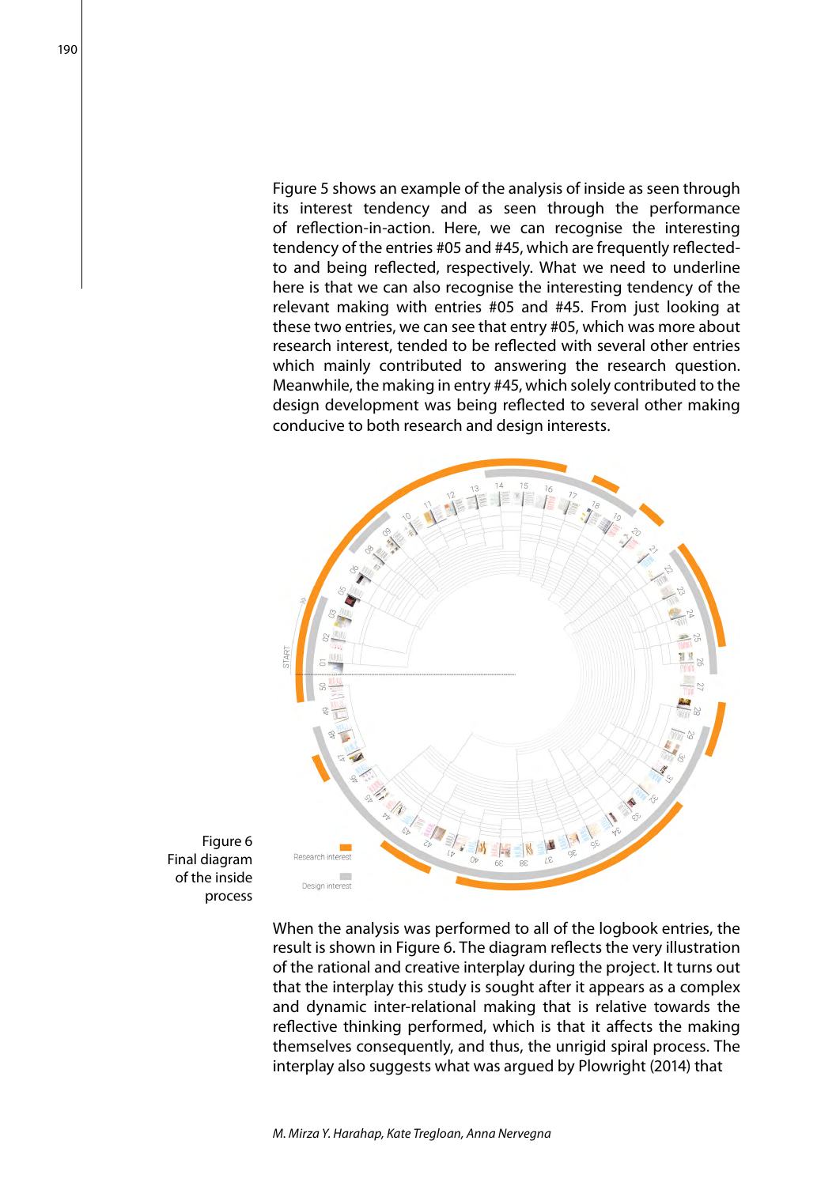Figure 5 shows an example of the analysis of inside as seen through its interest tendency and as seen through the performance of reflection-in-action. Here, we can recognise the interesting tendency of the entries #05 and #45, which are frequently reflected-to and being reflected, respectively. What we need to underline here is that we can also recognise the interesting tendency of the relevant making with entries #05 and #45. From just looking at these two entries, we can see that entry #05, which was more about research interest, tended to be reflected with several other entries which mainly contributed to answering the research question. Meanwhile, the making in entry #45, which solely contributed to the design development was being reflected to several other making conducive to both research and design interests.

Figure 6
Final diagram of the inside process

When the analysis was performed to all of the logbook entries, the result is shown in Figure 6. The diagram reflects the very illustration of the rational and creative interplay during the project. It turns out that the interplay this study is sought after it appears as a complex and dynamic inter-relational making that is relative towards the reflective thinking performed, which is that it affects the making themselves consequently, and thus, the unrigid spiral process. The interplay also suggests what was argued by Plowright (2014) that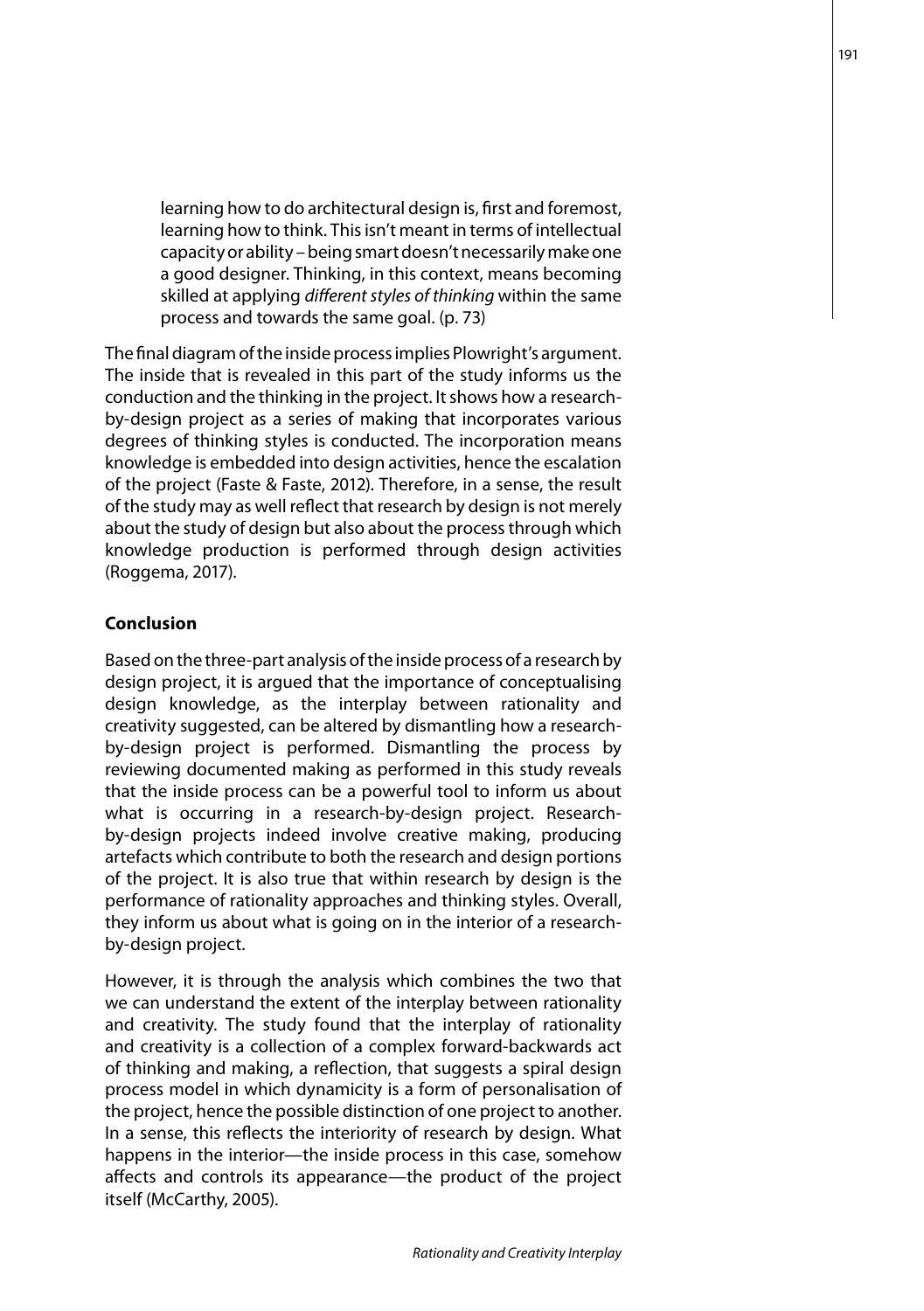> learning how to do architectural design is, first and foremost, learning how to think. This isn't meant in terms of intellectual capacity or ability – being smart doesn't necessarily make one a good designer. Thinking, in this context, means becoming skilled at applying *different styles of thinking* within the same process and towards the same goal. (p. 73)

The final diagram of the inside process implies Plowright's argument. The inside that is revealed in this part of the study informs us the conduction and the thinking in the project. It shows how a research-by-design project as a series of making that incorporates various degrees of thinking styles is conducted. The incorporation means knowledge is embedded into design activities, hence the escalation of the project (Faste & Faste, 2012). Therefore, in a sense, the result of the study may as well reflect that research by design is not merely about the study of design but also about the process through which knowledge production is performed through design activities (Roggema, 2017).

## Conclusion

Based on the three-part analysis of the inside process of a research by design project, it is argued that the importance of conceptualising design knowledge, as the interplay between rationality and creativity suggested, can be altered by dismantling how a research-by-design project is performed. Dismantling the process by reviewing documented making as performed in this study reveals that the inside process can be a powerful tool to inform us about what is occurring in a research-by-design project. Research-by-design projects indeed involve creative making, producing artefacts which contribute to both the research and design portions of the project. It is also true that within research by design is the performance of rationality approaches and thinking styles. Overall, they inform us about what is going on in the interior of a research-by-design project.

However, it is through the analysis which combines the two that we can understand the extent of the interplay between rationality and creativity. The study found that the interplay of rationality and creativity is a collection of a complex forward-backwards act of thinking and making, a reflection, that suggests a spiral design process model in which dynamicity is a form of personalisation of the project, hence the possible distinction of one project to another. In a sense, this reflects the interiority of research by design. What happens in the interior—the inside process in this case, somehow affects and controls its appearance—the product of the project itself (McCarthy, 2005).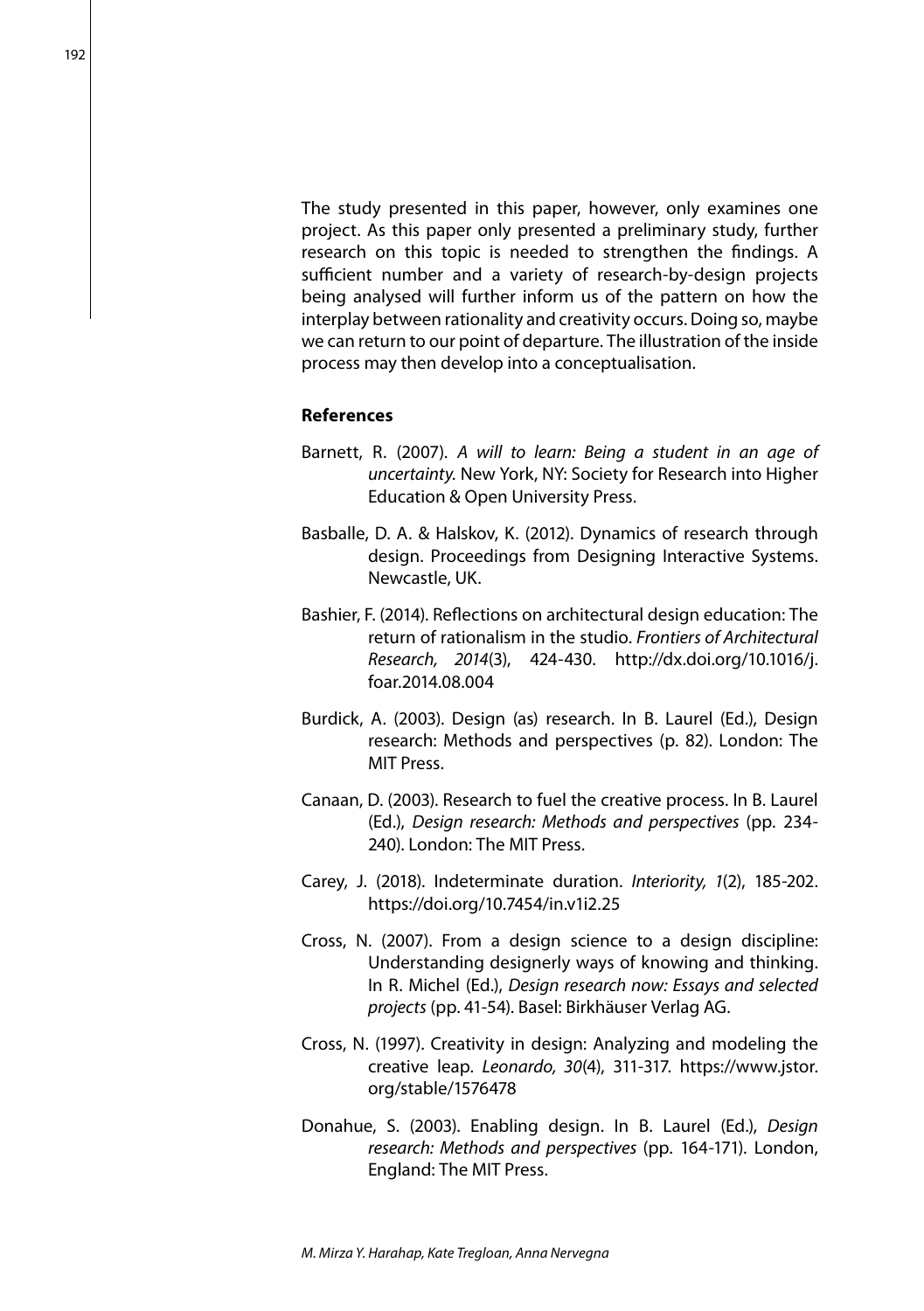The study presented in this paper, however, only examines one project. As this paper only presented a preliminary study, further research on this topic is needed to strengthen the findings. A sufficient number and a variety of research-by-design projects being analysed will further inform us of the pattern on how the interplay between rationality and creativity occurs. Doing so, maybe we can return to our point of departure. The illustration of the inside process may then develop into a conceptualisation.

## References

Barnett, R. (2007). *A will to learn: Being a student in an age of uncertainty.* New York, NY: Society for Research into Higher Education & Open University Press.

Basballe, D. A. & Halskov, K. (2012). Dynamics of research through design. Proceedings from Designing Interactive Systems. Newcastle, UK.

Bashier, F. (2014). Reflections on architectural design education: The return of rationalism in the studio. *Frontiers of Architectural Research, 2014*(3), 424-430. http://dx.doi.org/10.1016/j.foar.2014.08.004

Burdick, A. (2003). Design (as) research. In B. Laurel (Ed.), Design research: Methods and perspectives (p. 82). London: The MIT Press.

Canaan, D. (2003). Research to fuel the creative process. In B. Laurel (Ed.), *Design research: Methods and perspectives* (pp. 234-240). London: The MIT Press.

Carey, J. (2018). Indeterminate duration. *Interiority, 1*(2), 185-202. https://doi.org/10.7454/in.v1i2.25

Cross, N. (2007). From a design science to a design discipline: Understanding designerly ways of knowing and thinking. In R. Michel (Ed.), *Design research now: Essays and selected projects* (pp. 41-54). Basel: Birkhäuser Verlag AG.

Cross, N. (1997). Creativity in design: Analyzing and modeling the creative leap. *Leonardo, 30*(4), 311-317. https://www.jstor.org/stable/1576478

Donahue, S. (2003). Enabling design. In B. Laurel (Ed.), *Design research: Methods and perspectives* (pp. 164-171). London, England: The MIT Press.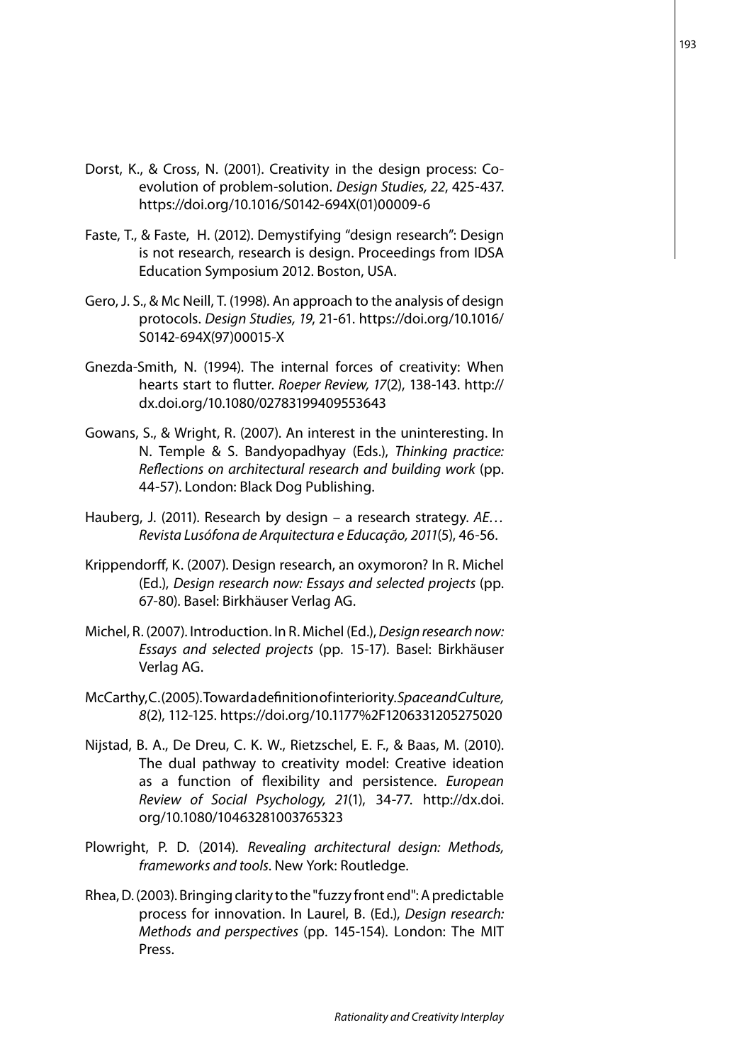Dorst, K., & Cross, N. (2001). Creativity in the design process: Co-evolution of problem-solution. *Design Studies, 22*, 425-437. https://doi.org/10.1016/S0142-694X(01)00009-6

Faste, T., & Faste, H. (2012). Demystifying "design research": Design is not research, research is design. Proceedings from IDSA Education Symposium 2012. Boston, USA.

Gero, J. S., & Mc Neill, T. (1998). An approach to the analysis of design protocols. *Design Studies, 19*, 21-61. https://doi.org/10.1016/S0142-694X(97)00015-X

Gnezda-Smith, N. (1994). The internal forces of creativity: When hearts start to flutter. *Roeper Review, 17*(2), 138-143. http://dx.doi.org/10.1080/02783199409553643

Gowans, S., & Wright, R. (2007). An interest in the uninteresting. In N. Temple & S. Bandyopadhyay (Eds.), *Thinking practice: Reflections on architectural research and building work* (pp. 44-57). London: Black Dog Publishing.

Hauberg, J. (2011). Research by design – a research strategy. *AE… Revista Lusófona de Arquitectura e Educação, 2011*(5), 46-56.

Krippendorff, K. (2007). Design research, an oxymoron? In R. Michel (Ed.), *Design research now: Essays and selected projects* (pp. 67-80). Basel: Birkhäuser Verlag AG.

Michel, R. (2007). Introduction. In R. Michel (Ed.), *Design research now: Essays and selected projects* (pp. 15-17). Basel: Birkhäuser Verlag AG.

McCarthy, C. (2005). Toward a definition of interiority. *Space and Culture, 8*(2), 112-125. https://doi.org/10.1177%2F1206331205275020

Nijstad, B. A., De Dreu, C. K. W., Rietzschel, E. F., & Baas, M. (2010). The dual pathway to creativity model: Creative ideation as a function of flexibility and persistence. *European Review of Social Psychology, 21*(1), 34-77. http://dx.doi.org/10.1080/10463281003765323

Plowright, P. D. (2014). *Revealing architectural design: Methods, frameworks and tools*. New York: Routledge.

Rhea, D. (2003). Bringing clarity to the "fuzzy front end": A predictable process for innovation. In Laurel, B. (Ed.), *Design research: Methods and perspectives* (pp. 145-154). London: The MIT Press.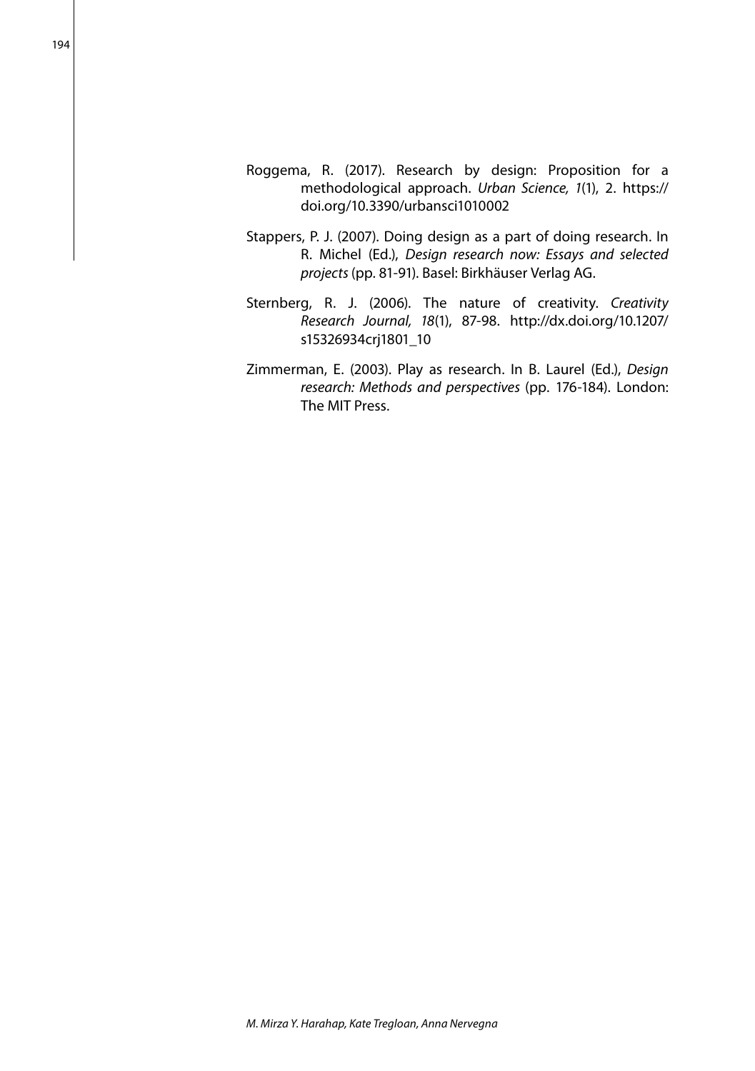Roggema, R. (2017). Research by design: Proposition for a methodological approach. *Urban Science, 1*(1), 2. https://doi.org/10.3390/urbansci1010002

Stappers, P. J. (2007). Doing design as a part of doing research. In R. Michel (Ed.), *Design research now: Essays and selected projects* (pp. 81-91). Basel: Birkhäuser Verlag AG.

Sternberg, R. J. (2006). The nature of creativity. *Creativity Research Journal, 18*(1), 87-98. http://dx.doi.org/10.1207/s15326934crj1801_10

Zimmerman, E. (2003). Play as research. In B. Laurel (Ed.), *Design research: Methods and perspectives* (pp. 176-184). London: The MIT Press.